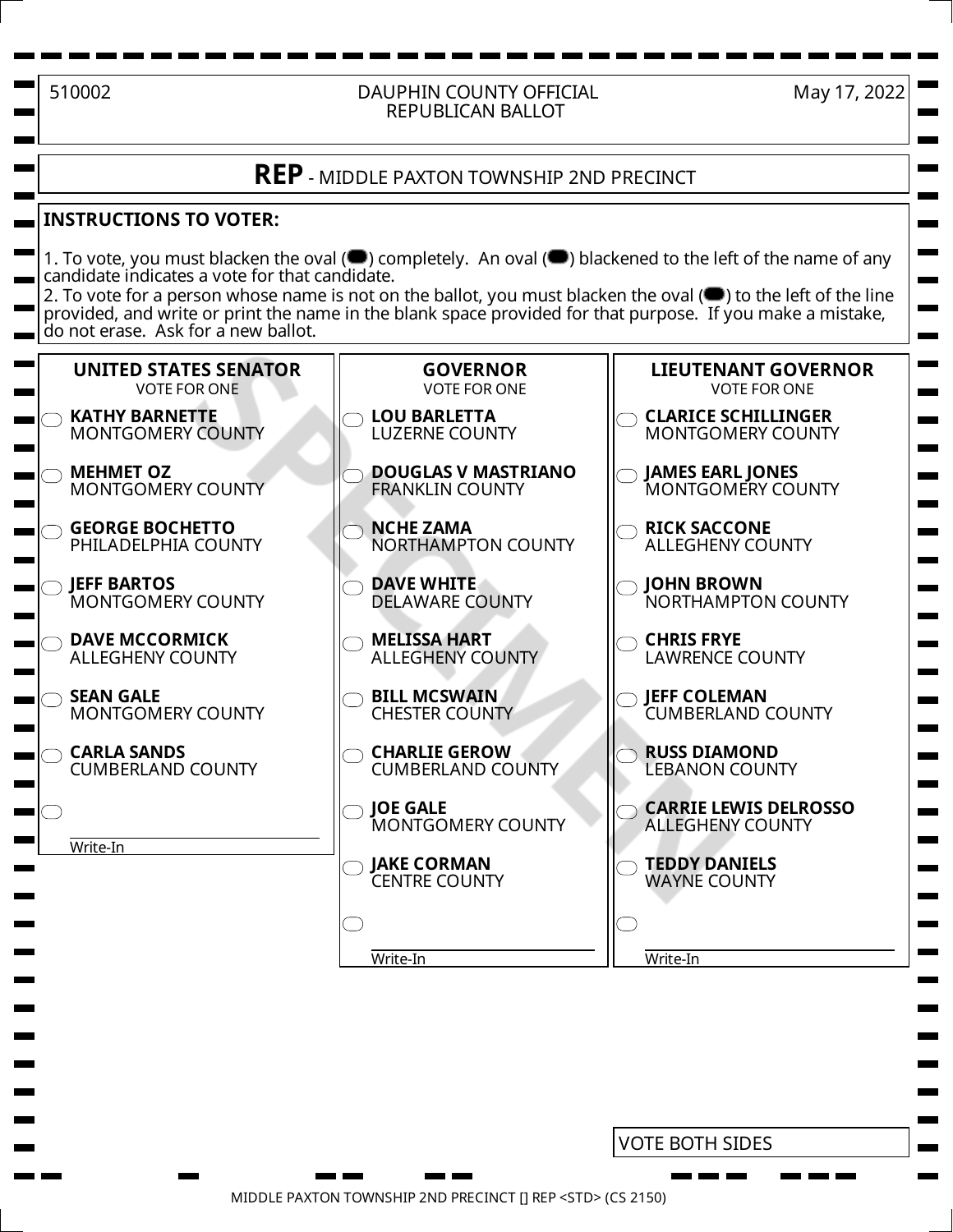510002 | DAUPHIN COUNTY OFFICIAL REPUBLICAN BALLOT | May 17, 2022

# REP - MIDDLE PAXTON TOWNSHIP 2ND PRECINCT

**INSTRUCTIONS TO VOTER:**

1. To vote, you must blacken the oval (⬬) completely. An oval (⬬) blackened to the left of the name of any candidate indicates a vote for that candidate.
2. To vote for a person whose name is not on the ballot, you must blacken the oval (⬬) to the left of the line provided, and write or print the name in the blank space provided for that purpose. If you make a mistake, do not erase. Ask for a new ballot.

## UNITED STATES SENATOR
VOTE FOR ONE

- ⬭ **KATHY BARNETTE** MONTGOMERY COUNTY
- ⬭ **MEHMET OZ** MONTGOMERY COUNTY
- ⬭ **GEORGE BOCHETTO** PHILADELPHIA COUNTY
- ⬭ **JEFF BARTOS** MONTGOMERY COUNTY
- ⬭ **DAVE MCCORMICK** ALLEGHENY COUNTY
- ⬭ **SEAN GALE** MONTGOMERY COUNTY
- ⬭ **CARLA SANDS** CUMBERLAND COUNTY
- ⬭ ______ Write-In

## GOVERNOR
VOTE FOR ONE

- ⬭ **LOU BARLETTA** LUZERNE COUNTY
- ⬭ **DOUGLAS V MASTRIANO** FRANKLIN COUNTY
- ⬭ **NCHE ZAMA** NORTHAMPTON COUNTY
- ⬭ **DAVE WHITE** DELAWARE COUNTY
- ⬭ **MELISSA HART** ALLEGHENY COUNTY
- ⬭ **BILL MCSWAIN** CHESTER COUNTY
- ⬭ **CHARLIE GEROW** CUMBERLAND COUNTY
- ⬭ **JOE GALE** MONTGOMERY COUNTY
- ⬭ **JAKE CORMAN** CENTRE COUNTY
- ⬭ ______ Write-In

## LIEUTENANT GOVERNOR
VOTE FOR ONE

- ⬭ **CLARICE SCHILLINGER** MONTGOMERY COUNTY
- ⬭ **JAMES EARL JONES** MONTGOMERY COUNTY
- ⬭ **RICK SACCONE** ALLEGHENY COUNTY
- ⬭ **JOHN BROWN** NORTHAMPTON COUNTY
- ⬭ **CHRIS FRYE** LAWRENCE COUNTY
- ⬭ **JEFF COLEMAN** CUMBERLAND COUNTY
- ⬭ **RUSS DIAMOND** LEBANON COUNTY
- ⬭ **CARRIE LEWIS DELROSSO** ALLEGHENY COUNTY
- ⬭ **TEDDY DANIELS** WAYNE COUNTY
- ⬭ ______ Write-In

VOTE BOTH SIDES

MIDDLE PAXTON TOWNSHIP 2ND PRECINCT [] REP <STD> (CS 2150)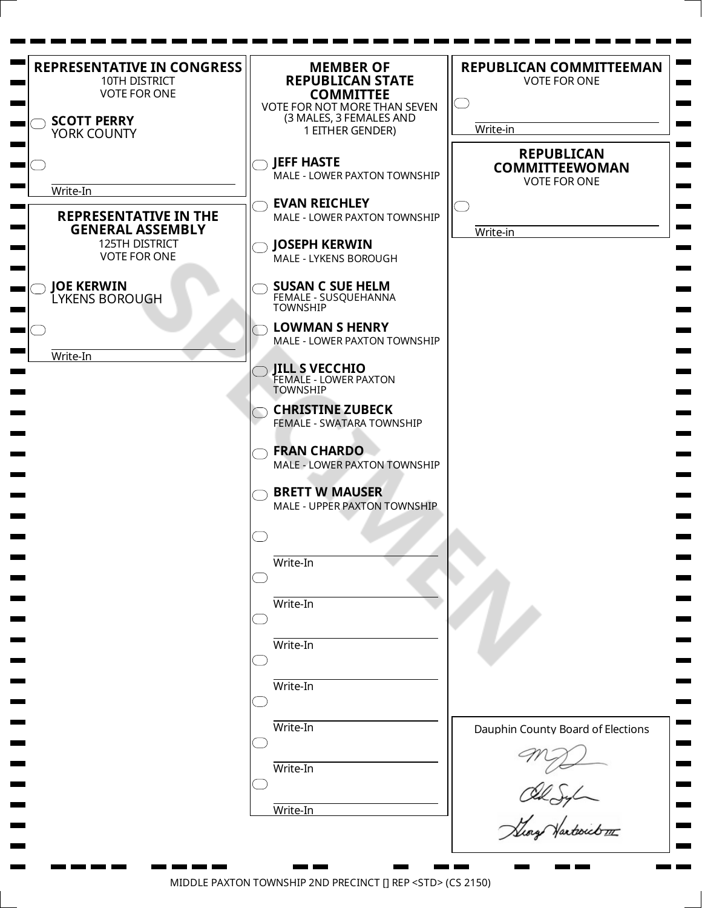## REPRESENTATIVE IN CONGRESS

10TH DISTRICT
VOTE FOR ONE

- **SCOTT PERRY**
  YORK COUNTY
- Write-In

## REPRESENTATIVE IN THE GENERAL ASSEMBLY

125TH DISTRICT
VOTE FOR ONE

- **JOE KERWIN**
  LYKENS BOROUGH
- Write-In

## MEMBER OF REPUBLICAN STATE COMMITTEE

VOTE FOR NOT MORE THAN SEVEN
(3 MALES, 3 FEMALES AND 1 EITHER GENDER)

- **JEFF HASTE**
  MALE - LOWER PAXTON TOWNSHIP
- **EVAN REICHLEY**
  MALE - LOWER PAXTON TOWNSHIP
- **JOSEPH KERWIN**
  MALE - LYKENS BOROUGH
- **SUSAN C SUE HELM**
  FEMALE - SUSQUEHANNA TOWNSHIP
- **LOWMAN S HENRY**
  MALE - LOWER PAXTON TOWNSHIP
- **JILL S VECCHIO**
  FEMALE - LOWER PAXTON TOWNSHIP
- **CHRISTINE ZUBECK**
  FEMALE - SWATARA TOWNSHIP
- **FRAN CHARDO**
  MALE - LOWER PAXTON TOWNSHIP
- **BRETT W MAUSER**
  MALE - UPPER PAXTON TOWNSHIP
- Write-In
- Write-In
- Write-In
- Write-In
- Write-In
- Write-In
- Write-In

## REPUBLICAN COMMITTEEMAN

VOTE FOR ONE

- Write-in

## REPUBLICAN COMMITTEEWOMAN

VOTE FOR ONE

- Write-in

Dauphin County Board of Elections

SPECIMEN

MIDDLE PAXTON TOWNSHIP 2ND PRECINCT [] REP <STD> (CS 2150)